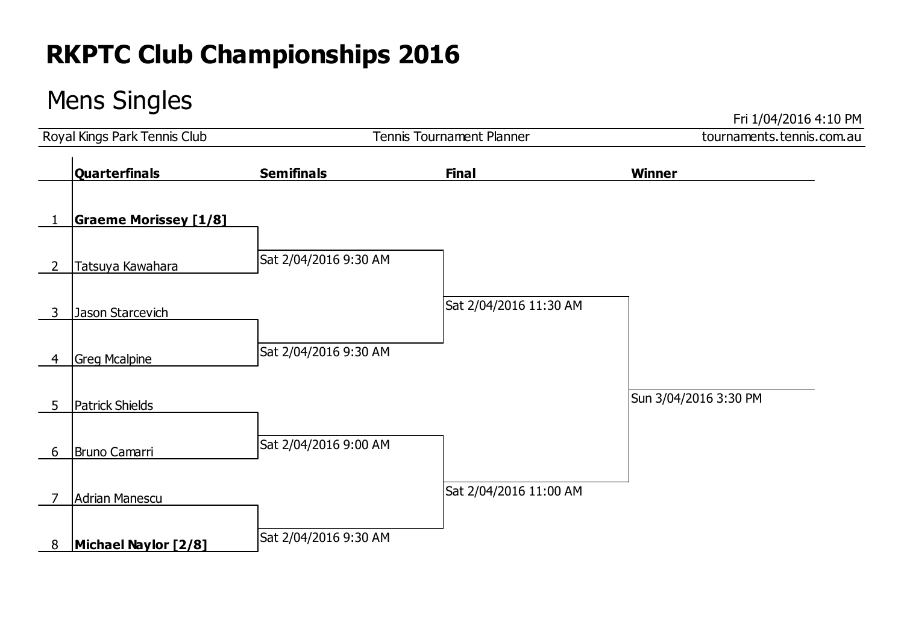# RKPTC Club Championships 2016

## Mens Singles

Fri 1/04/2016 4:10 PM

Royal Kings Park Tennis Club | Tennis Tournament Planner | tournaments.tennis.com.au

| | Quarterfinals | Semifinals | Final | Winner |
|---|---|---|---|---|
| 1 | **Graeme Morissey [1/8]** | | | |
| 2 | Tatsuya Kawahara | Sat 2/04/2016 9:30 AM | | |
| 3 | Jason Starcevich | | Sat 2/04/2016 11:30 AM | |
| 4 | Greg Mcalpine | Sat 2/04/2016 9:30 AM | | |
| 5 | Patrick Shields | | | Sun 3/04/2016 3:30 PM |
| 6 | Bruno Camarri | Sat 2/04/2016 9:00 AM | | |
| 7 | Adrian Manescu | | Sat 2/04/2016 11:00 AM | |
| 8 | **Michael Naylor [2/8]** | Sat 2/04/2016 9:30 AM | | |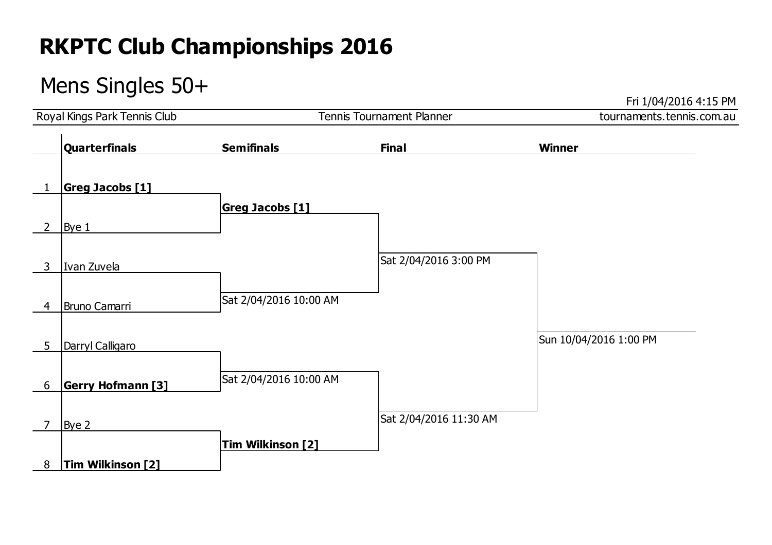# RKPTC Club Championships 2016

## Mens Singles 50+

Fri 1/04/2016 4:15 PM

Royal Kings Park Tennis Club | Tennis Tournament Planner | tournaments.tennis.com.au

| | Quarterfinals | Semifinals | Final | Winner |
|---|---|---|---|---|
| 1 | **Greg Jacobs [1]** | | | |
| | | **Greg Jacobs [1]** | | |
| 2 | Bye 1 | | | |
| | | | Sat 2/04/2016 3:00 PM | |
| 3 | Ivan Zuvela | | | |
| | | Sat 2/04/2016 10:00 AM | | |
| 4 | Bruno Camarri | | | |
| | | | | Sun 10/04/2016 1:00 PM |
| 5 | Darryl Calligaro | | | |
| | | Sat 2/04/2016 10:00 AM | | |
| 6 | **Gerry Hofmann [3]** | | | |
| | | | Sat 2/04/2016 11:30 AM | |
| 7 | Bye 2 | | | |
| | | **Tim Wilkinson [2]** | | |
| 8 | **Tim Wilkinson [2]** | | | |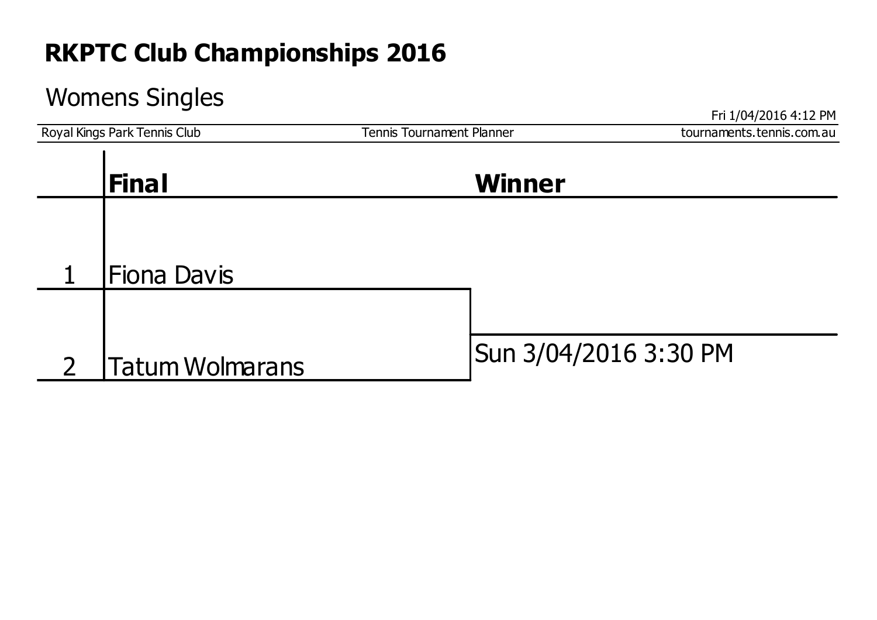# RKPTC Club Championships 2016

## Womens Singles

Fri 1/04/2016 4:12 PM

Royal Kings Park Tennis Club | Tennis Tournament Planner | tournaments.tennis.com.au

| | Final | Winner |
|---|---|---|
| 1 | Fiona Davis | |
| 2 | Tatum Wolmarans | Sun 3/04/2016 3:30 PM |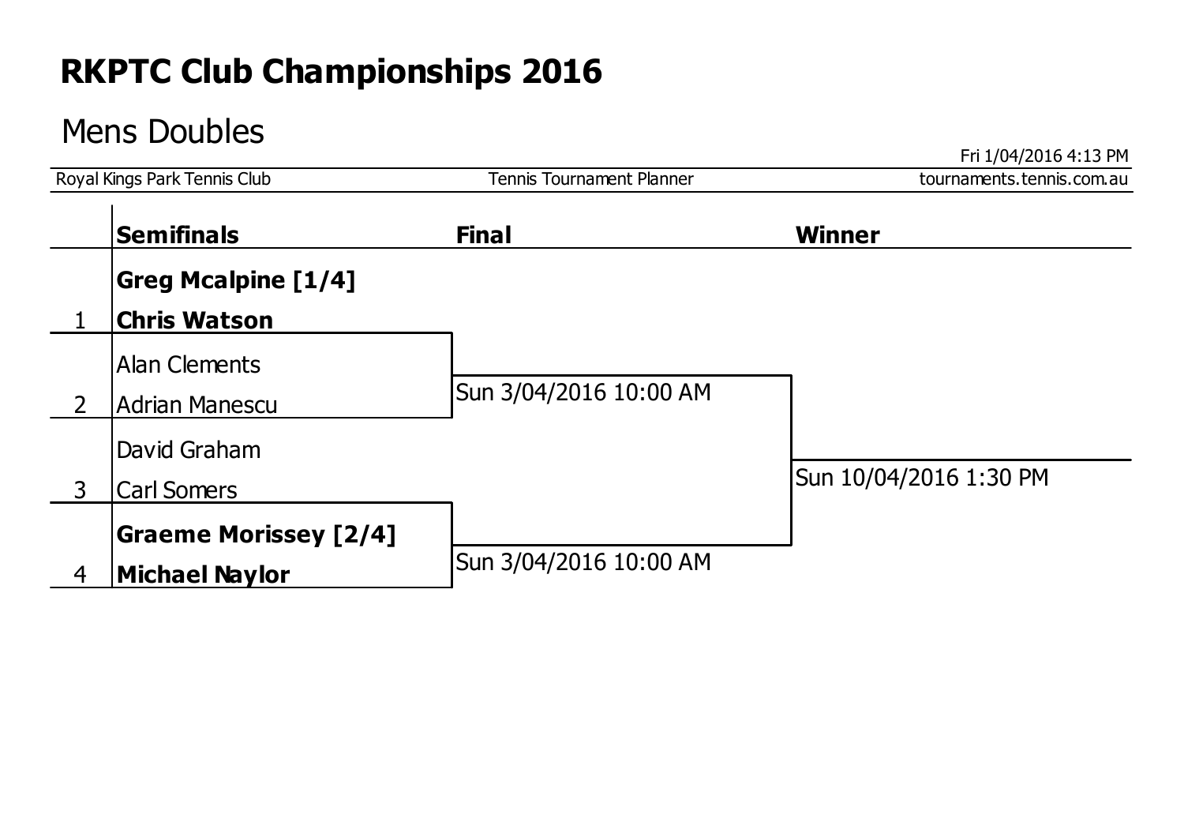# RKPTC Club Championships 2016

## Mens Doubles

Fri 1/04/2016 4:13 PM

Royal Kings Park Tennis Club | Tennis Tournament Planner | tournaments.tennis.com.au

| | Semifinals | Final | Winner |
|---|---|---|---|
| 1 | **Greg Mcalpine [1/4]**<br>**Chris Watson** | | |
| 2 | Alan Clements<br>Adrian Manescu | Sun 3/04/2016 10:00 AM | |
| | | | Sun 10/04/2016 1:30 PM |
| 3 | David Graham<br>Carl Somers | | |
| 4 | **Graeme Morissey [2/4]**<br>**Michael Naylor** | Sun 3/04/2016 10:00 AM | |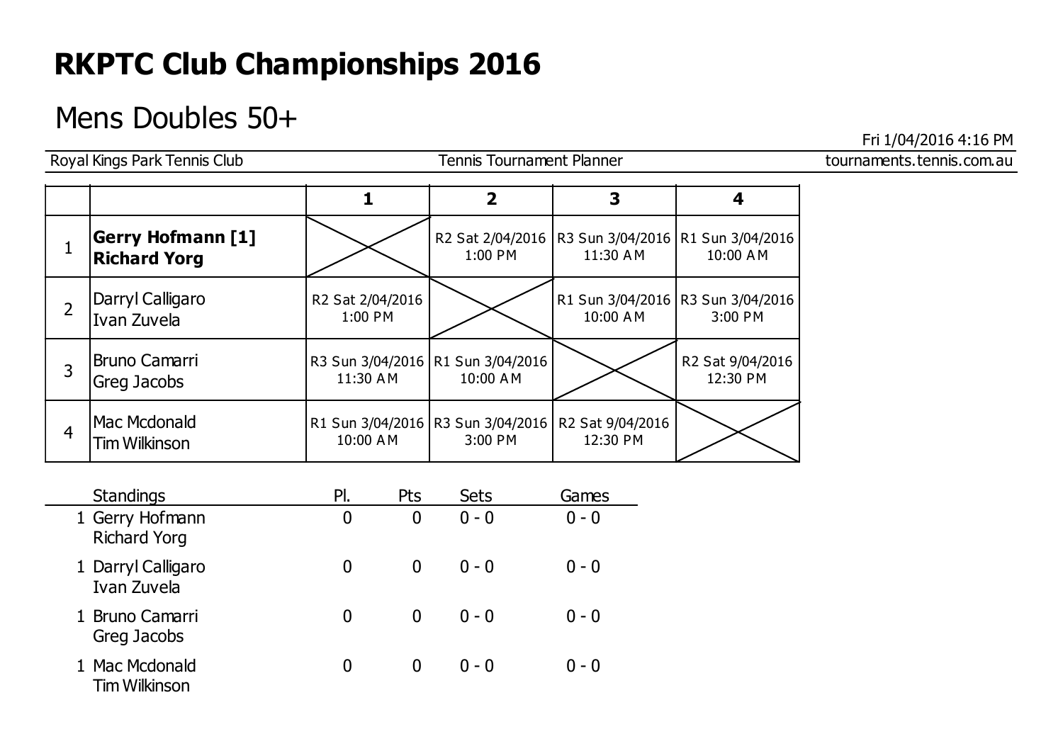# RKPTC Club Championships 2016

## Mens Doubles 50+

Fri 1/04/2016 4:16 PM

Royal Kings Park Tennis Club | Tennis Tournament Planner | tournaments.tennis.com.au

| | | 1 | 2 | 3 | 4 |
|---|---|---|---|---|---|
| 1 | **Gerry Hofmann [1]**<br>**Richard Yorg** | | R2 Sat 2/04/2016 1:00 PM | R3 Sun 3/04/2016 11:30 AM | R1 Sun 3/04/2016 10:00 AM |
| 2 | Darryl Calligaro<br>Ivan Zuvela | R2 Sat 2/04/2016 1:00 PM | | R1 Sun 3/04/2016 10:00 AM | R3 Sun 3/04/2016 3:00 PM |
| 3 | Bruno Camarri<br>Greg Jacobs | R3 Sun 3/04/2016 11:30 AM | R1 Sun 3/04/2016 10:00 AM | | R2 Sat 9/04/2016 12:30 PM |
| 4 | Mac Mcdonald<br>Tim Wilkinson | R1 Sun 3/04/2016 10:00 AM | R3 Sun 3/04/2016 3:00 PM | R2 Sat 9/04/2016 12:30 PM | |

| | Standings | Pl. | Pts | Sets | Games |
|---|---|---|---|---|---|
| 1 | Gerry Hofmann<br>Richard Yorg | 0 | 0 | 0 - 0 | 0 - 0 |
| 1 | Darryl Calligaro<br>Ivan Zuvela | 0 | 0 | 0 - 0 | 0 - 0 |
| 1 | Bruno Camarri<br>Greg Jacobs | 0 | 0 | 0 - 0 | 0 - 0 |
| 1 | Mac Mcdonald<br>Tim Wilkinson | 0 | 0 | 0 - 0 | 0 - 0 |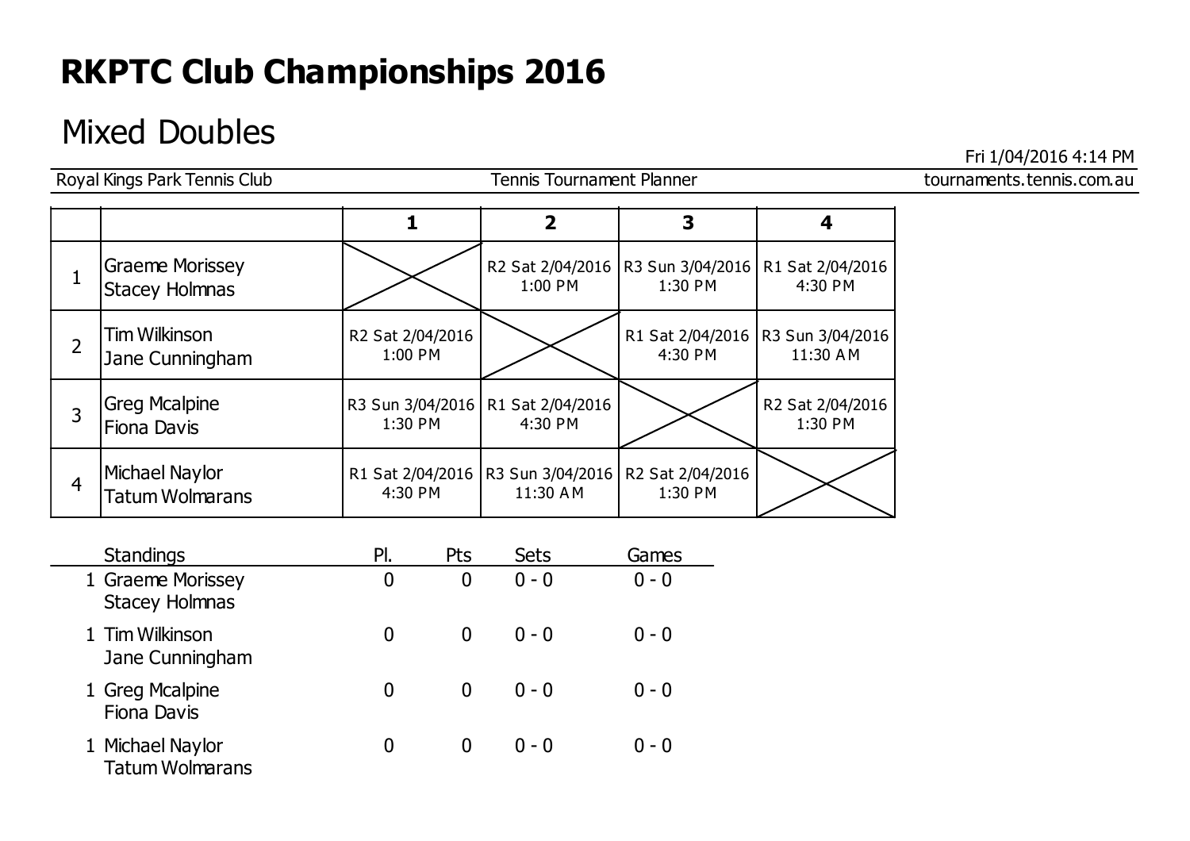# RKPTC Club Championships 2016

## Mixed Doubles

Fri 1/04/2016 4:14 PM

Royal Kings Park Tennis Club | Tennis Tournament Planner | tournaments.tennis.com.au

| | | 1 | 2 | 3 | 4 |
|---|---|---|---|---|---|
| 1 | Graeme Morissey<br>Stacey Holmnas | X | R2 Sat 2/04/2016<br>1:00 PM | R3 Sun 3/04/2016<br>1:30 PM | R1 Sat 2/04/2016<br>4:30 PM |
| 2 | Tim Wilkinson<br>Jane Cunningham | R2 Sat 2/04/2016<br>1:00 PM | X | R1 Sat 2/04/2016<br>4:30 PM | R3 Sun 3/04/2016<br>11:30 AM |
| 3 | Greg Mcalpine<br>Fiona Davis | R3 Sun 3/04/2016<br>1:30 PM | R1 Sat 2/04/2016<br>4:30 PM | X | R2 Sat 2/04/2016<br>1:30 PM |
| 4 | Michael Naylor<br>Tatum Wolmarans | R1 Sat 2/04/2016<br>4:30 PM | R3 Sun 3/04/2016<br>11:30 AM | R2 Sat 2/04/2016<br>1:30 PM | X |

| | Standings | Pl. | Pts | Sets | Games |
|---|---|---|---|---|---|
| 1 | Graeme Morissey<br>Stacey Holmnas | 0 | 0 | 0 - 0 | 0 - 0 |
| 1 | Tim Wilkinson<br>Jane Cunningham | 0 | 0 | 0 - 0 | 0 - 0 |
| 1 | Greg Mcalpine<br>Fiona Davis | 0 | 0 | 0 - 0 | 0 - 0 |
| 1 | Michael Naylor<br>Tatum Wolmarans | 0 | 0 | 0 - 0 | 0 - 0 |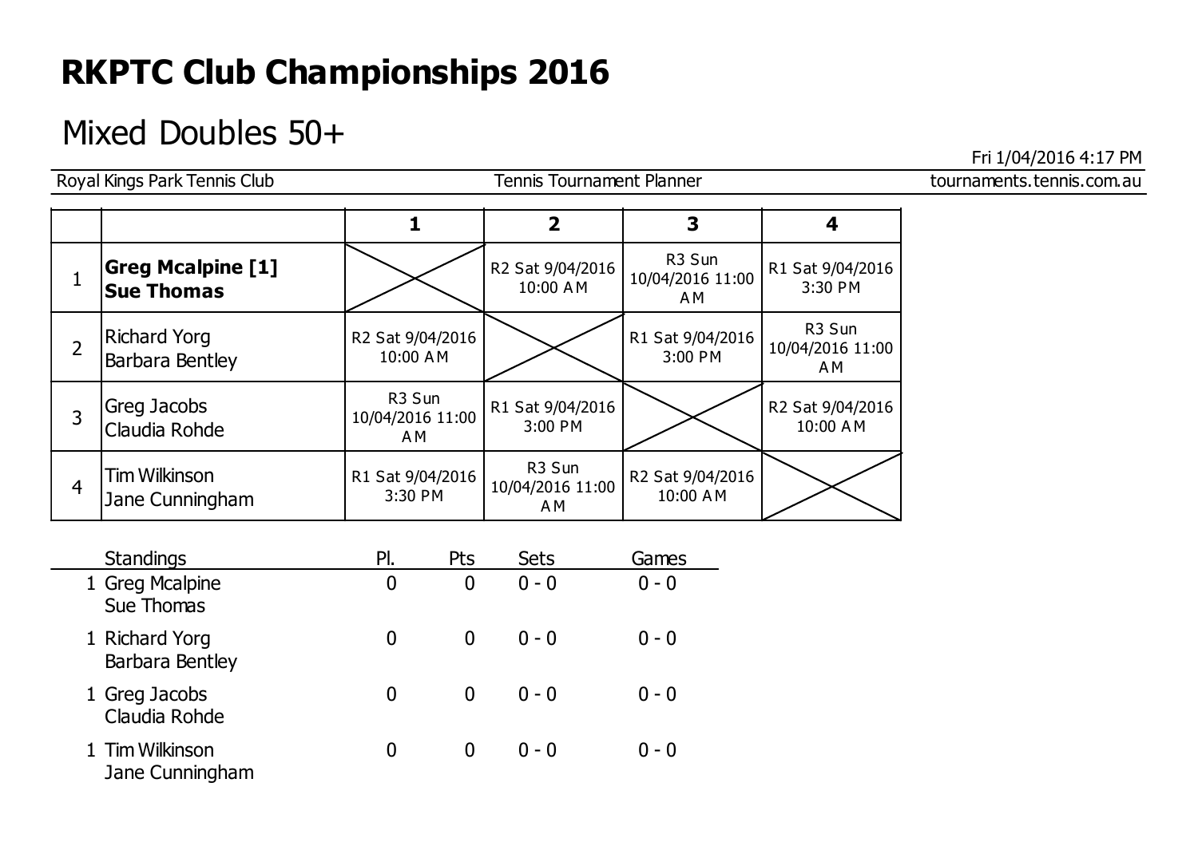# RKPTC Club Championships 2016

## Mixed Doubles 50+

Fri 1/04/2016 4:17 PM

Royal Kings Park Tennis Club | Tennis Tournament Planner | tournaments.tennis.com.au

| | | 1 | 2 | 3 | 4 |
|---|---|---|---|---|---|
| 1 | **Greg Mcalpine [1]** **Sue Thomas** | | R2 Sat 9/04/2016 10:00 AM | R3 Sun 10/04/2016 11:00 AM | R1 Sat 9/04/2016 3:30 PM |
| 2 | Richard Yorg Barbara Bentley | R2 Sat 9/04/2016 10:00 AM | | R1 Sat 9/04/2016 3:00 PM | R3 Sun 10/04/2016 11:00 AM |
| 3 | Greg Jacobs Claudia Rohde | R3 Sun 10/04/2016 11:00 AM | R1 Sat 9/04/2016 3:00 PM | | R2 Sat 9/04/2016 10:00 AM |
| 4 | Tim Wilkinson Jane Cunningham | R1 Sat 9/04/2016 3:30 PM | R3 Sun 10/04/2016 11:00 AM | R2 Sat 9/04/2016 10:00 AM | |

| | Standings | Pl. | Pts | Sets | Games |
|---|---|---|---|---|---|
| 1 | Greg Mcalpine Sue Thomas | 0 | 0 | 0 - 0 | 0 - 0 |
| 1 | Richard Yorg Barbara Bentley | 0 | 0 | 0 - 0 | 0 - 0 |
| 1 | Greg Jacobs Claudia Rohde | 0 | 0 | 0 - 0 | 0 - 0 |
| 1 | Tim Wilkinson Jane Cunningham | 0 | 0 | 0 - 0 | 0 - 0 |